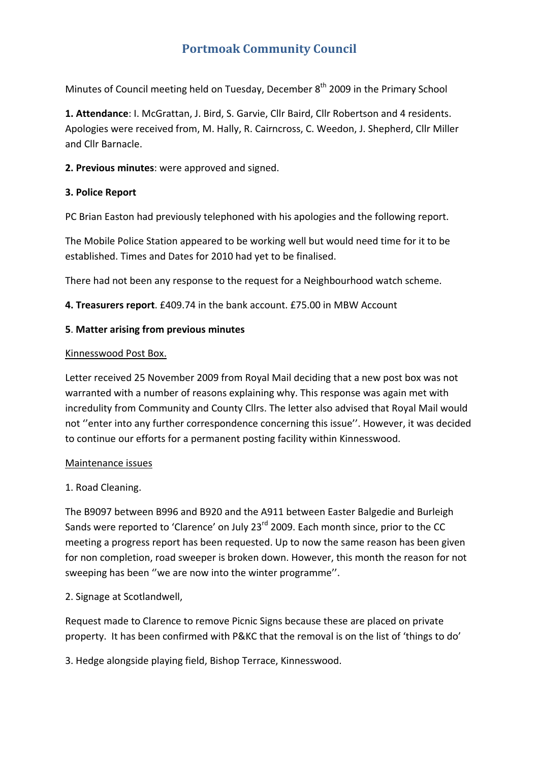# Portmoak Community Council

Minutes of Council meeting held on Tuesday, December 8th 2009 in the Primary School

**1. Attendance**: I. McGrattan, J. Bird, S. Garvie, Cllr Baird, Cllr Robertson and 4 residents. Apologies were received from, M. Hally, R. Cairncross, C. Weedon, J. Shepherd, Cllr Miller and Cllr Barnacle.

**2. Previous minutes**: were approved and signed.

**3. Police Report**

PC Brian Easton had previously telephoned with his apologies and the following report.

The Mobile Police Station appeared to be working well but would need time for it to be established. Times and Dates for 2010 had yet to be finalised.

There had not been any response to the request for a Neighbourhood watch scheme.

**4. Treasurers report**. £409.74 in the bank account. £75.00 in MBW Account

**5**. **Matter arising from previous minutes**

<u>Kinnesswood Post Box.</u>

Letter received 25 November 2009 from Royal Mail deciding that a new post box was not warranted with a number of reasons explaining why. This response was again met with incredulity from Community and County Cllrs. The letter also advised that Royal Mail would not ''enter into any further correspondence concerning this issue''. However, it was decided to continue our efforts for a permanent posting facility within Kinnesswood.

<u>Maintenance issues</u>

1. Road Cleaning.

The B9097 between B996 and B920 and the A911 between Easter Balgedie and Burleigh Sands were reported to 'Clarence' on July 23rd 2009. Each month since, prior to the CC meeting a progress report has been requested. Up to now the same reason has been given for non completion, road sweeper is broken down. However, this month the reason for not sweeping has been ''we are now into the winter programme''.

2. Signage at Scotlandwell,

Request made to Clarence to remove Picnic Signs because these are placed on private property. It has been confirmed with P&KC that the removal is on the list of 'things to do'

3. Hedge alongside playing field, Bishop Terrace, Kinnesswood.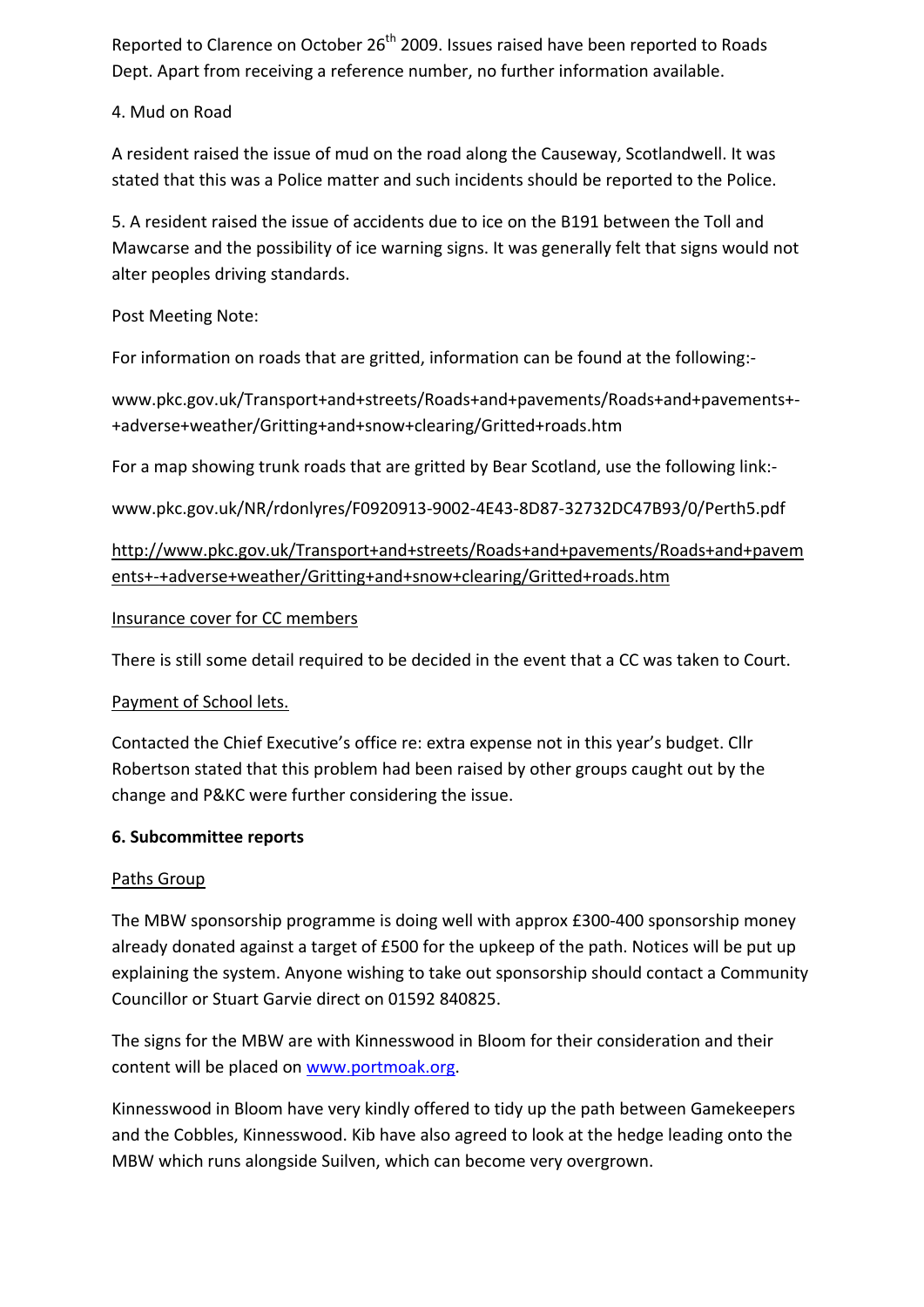Reported to Clarence on October 26th 2009. Issues raised have been reported to Roads Dept. Apart from receiving a reference number, no further information available.

4. Mud on Road

A resident raised the issue of mud on the road along the Causeway, Scotlandwell. It was stated that this was a Police matter and such incidents should be reported to the Police.

5. A resident raised the issue of accidents due to ice on the B191 between the Toll and Mawcarse and the possibility of ice warning signs. It was generally felt that signs would not alter peoples driving standards.

Post Meeting Note:

For information on roads that are gritted, information can be found at the following:-

www.pkc.gov.uk/Transport+and+streets/Roads+and+pavements/Roads+and+pavements+-+adverse+weather/Gritting+and+snow+clearing/Gritted+roads.htm

For a map showing trunk roads that are gritted by Bear Scotland, use the following link:-

www.pkc.gov.uk/NR/rdonlyres/F0920913-9002-4E43-8D87-32732DC47B93/0/Perth5.pdf

http://www.pkc.gov.uk/Transport+and+streets/Roads+and+pavements/Roads+and+pavements+-+adverse+weather/Gritting+and+snow+clearing/Gritted+roads.htm

Insurance cover for CC members

There is still some detail required to be decided in the event that a CC was taken to Court.

Payment of School lets.

Contacted the Chief Executive's office re: extra expense not in this year's budget. Cllr Robertson stated that this problem had been raised by other groups caught out by the change and P&KC were further considering the issue.

**6. Subcommittee reports**

Paths Group

The MBW sponsorship programme is doing well with approx £300-400 sponsorship money already donated against a target of £500 for the upkeep of the path. Notices will be put up explaining the system. Anyone wishing to take out sponsorship should contact a Community Councillor or Stuart Garvie direct on 01592 840825.

The signs for the MBW are with Kinnesswood in Bloom for their consideration and their content will be placed on www.portmoak.org.

Kinnesswood in Bloom have very kindly offered to tidy up the path between Gamekeepers and the Cobbles, Kinnesswood. Kib have also agreed to look at the hedge leading onto the MBW which runs alongside Suilven, which can become very overgrown.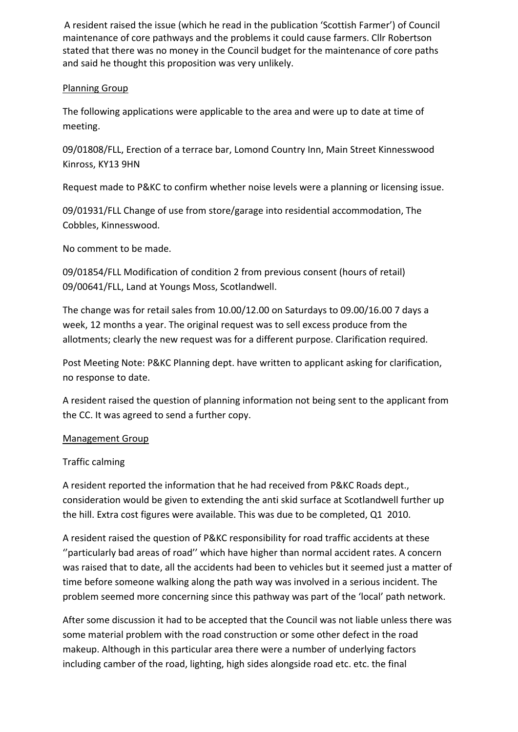A resident raised the issue (which he read in the publication 'Scottish Farmer') of Council maintenance of core pathways and the problems it could cause farmers. Cllr Robertson stated that there was no money in the Council budget for the maintenance of core paths and said he thought this proposition was very unlikely.

<u>Planning Group</u>

The following applications were applicable to the area and were up to date at time of meeting.

09/01808/FLL, Erection of a terrace bar, Lomond Country Inn, Main Street Kinnesswood Kinross, KY13 9HN

Request made to P&KC to confirm whether noise levels were a planning or licensing issue.

09/01931/FLL Change of use from store/garage into residential accommodation, The Cobbles, Kinnesswood.

No comment to be made.

09/01854/FLL Modification of condition 2 from previous consent (hours of retail) 09/00641/FLL, Land at Youngs Moss, Scotlandwell.

The change was for retail sales from 10.00/12.00 on Saturdays to 09.00/16.00 7 days a week, 12 months a year. The original request was to sell excess produce from the allotments; clearly the new request was for a different purpose. Clarification required.

Post Meeting Note: P&KC Planning dept. have written to applicant asking for clarification, no response to date.

A resident raised the question of planning information not being sent to the applicant from the CC. It was agreed to send a further copy.

<u>Management Group</u>

Traffic calming

A resident reported the information that he had received from P&KC Roads dept., consideration would be given to extending the anti skid surface at Scotlandwell further up the hill. Extra cost figures were available. This was due to be completed, Q1 2010.

A resident raised the question of P&KC responsibility for road traffic accidents at these ''particularly bad areas of road'' which have higher than normal accident rates. A concern was raised that to date, all the accidents had been to vehicles but it seemed just a matter of time before someone walking along the path way was involved in a serious incident. The problem seemed more concerning since this pathway was part of the 'local' path network.

After some discussion it had to be accepted that the Council was not liable unless there was some material problem with the road construction or some other defect in the road makeup. Although in this particular area there were a number of underlying factors including camber of the road, lighting, high sides alongside road etc. etc. the final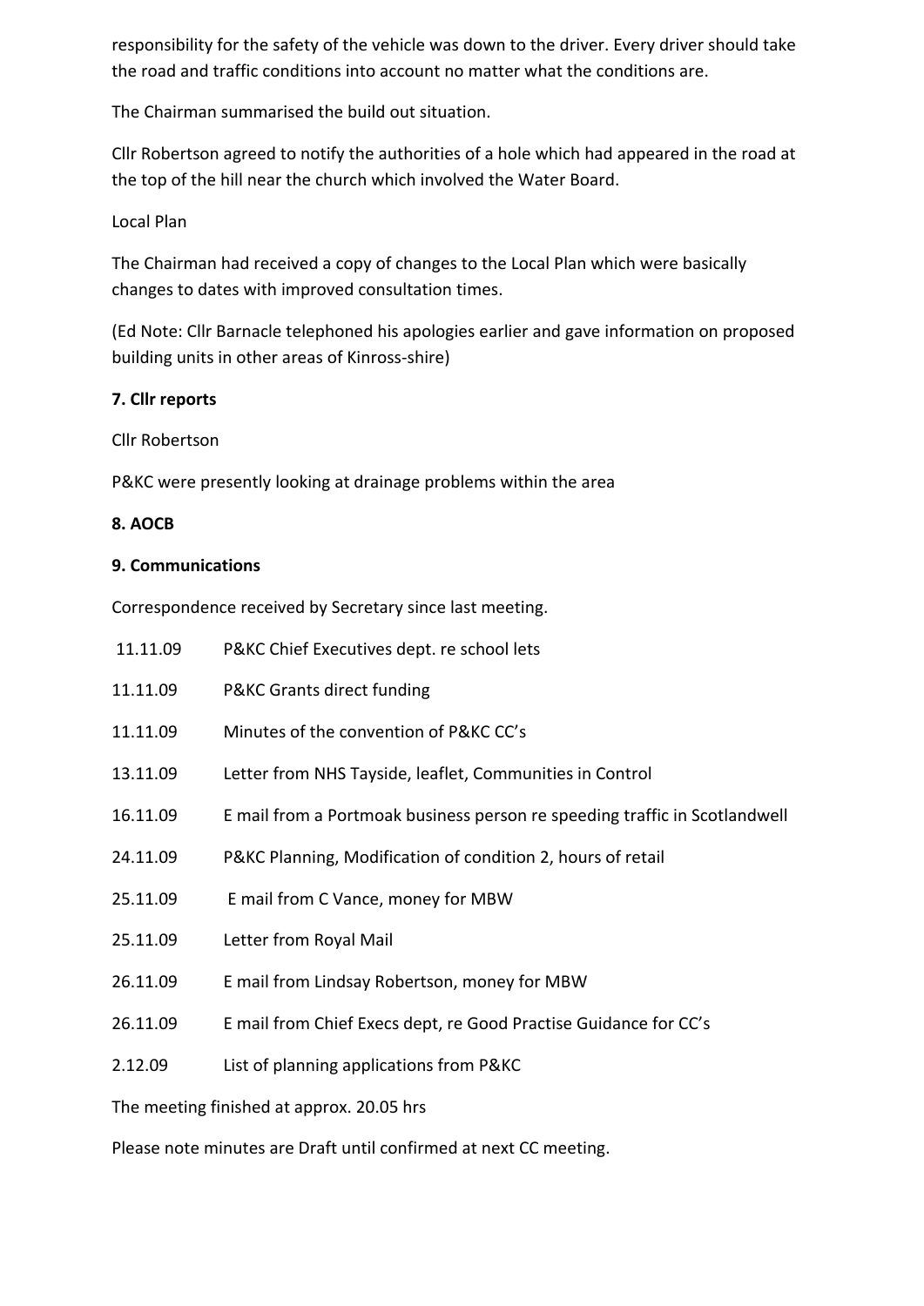responsibility for the safety of the vehicle was down to the driver. Every driver should take the road and traffic conditions into account no matter what the conditions are.

The Chairman summarised the build out situation.

Cllr Robertson agreed to notify the authorities of a hole which had appeared in the road at the top of the hill near the church which involved the Water Board.

Local Plan

The Chairman had received a copy of changes to the Local Plan which were basically changes to dates with improved consultation times.

(Ed Note: Cllr Barnacle telephoned his apologies earlier and gave information on proposed building units in other areas of Kinross-shire)

**7. Cllr reports**

Cllr Robertson

P&KC were presently looking at drainage problems within the area

**8. AOCB**

**9. Communications**

Correspondence received by Secretary since last meeting.

| | |
|---|---|
| 11.11.09 | P&KC Chief Executives dept. re school lets |
| 11.11.09 | P&KC Grants direct funding |
| 11.11.09 | Minutes of the convention of P&KC CC's |
| 13.11.09 | Letter from NHS Tayside, leaflet, Communities in Control |
| 16.11.09 | E mail from a Portmoak business person re speeding traffic in Scotlandwell |
| 24.11.09 | P&KC Planning, Modification of condition 2, hours of retail |
| 25.11.09 | E mail from C Vance, money for MBW |
| 25.11.09 | Letter from Royal Mail |
| 26.11.09 | E mail from Lindsay Robertson, money for MBW |
| 26.11.09 | E mail from Chief Execs dept, re Good Practise Guidance for CC's |
| 2.12.09 | List of planning applications from P&KC |

The meeting finished at approx. 20.05 hrs

Please note minutes are Draft until confirmed at next CC meeting.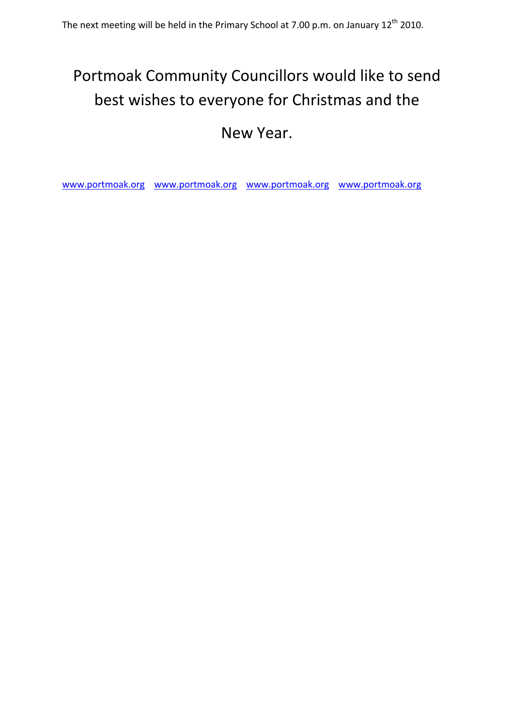The next meeting will be held in the Primary School at 7.00 p.m. on January 12th 2010.

Portmoak Community Councillors would like to send best wishes to everyone for Christmas and the

New Year.

www.portmoak.org www.portmoak.org www.portmoak.org www.portmoak.org